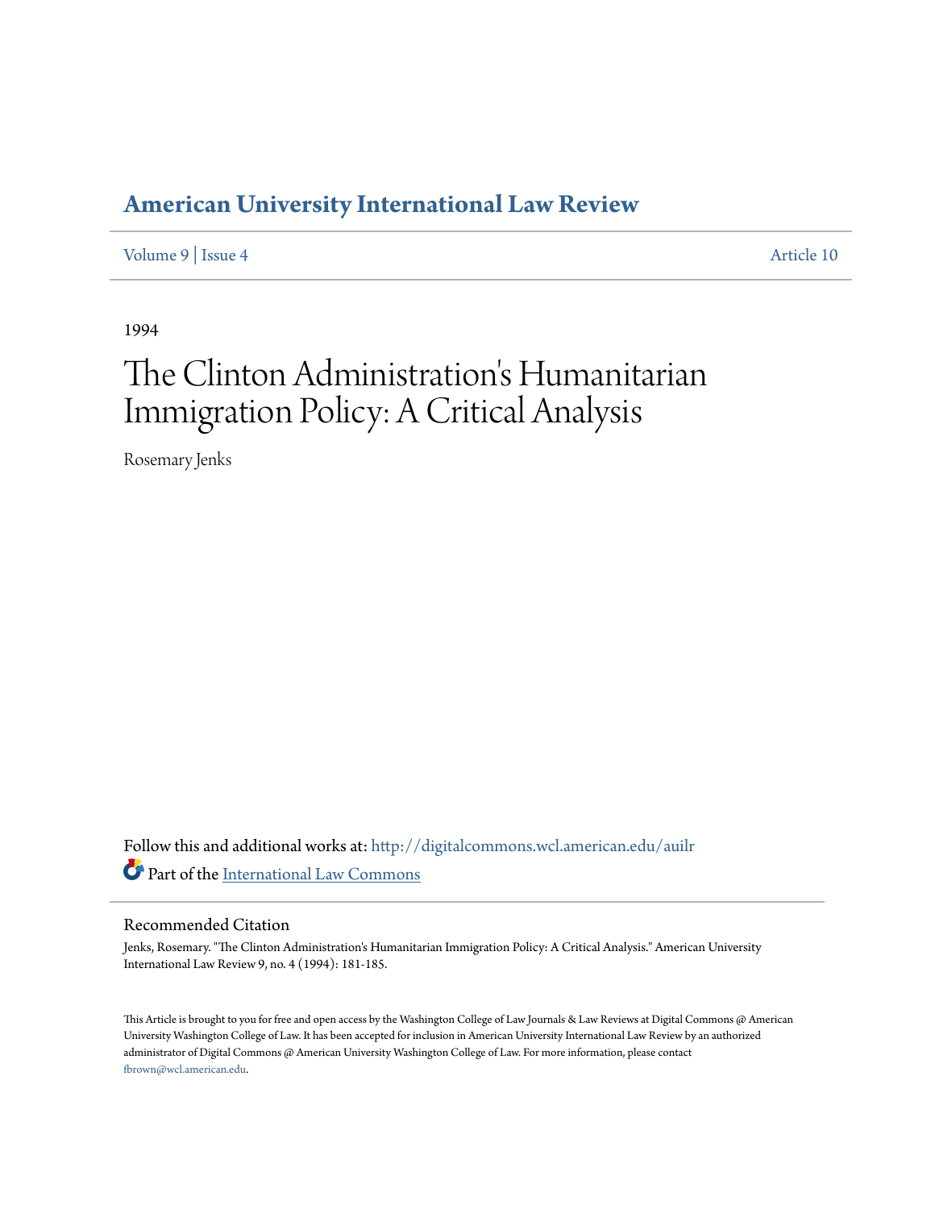# American University International Law Review

Volume 9 | Issue 4 Article 10

1994

# The Clinton Administration's Humanitarian Immigration Policy: A Critical Analysis

Rosemary Jenks

Follow this and additional works at: http://digitalcommons.wcl.american.edu/auilr

Part of the International Law Commons

## Recommended Citation

Jenks, Rosemary. "The Clinton Administration's Humanitarian Immigration Policy: A Critical Analysis." American University International Law Review 9, no. 4 (1994): 181-185.

This Article is brought to you for free and open access by the Washington College of Law Journals & Law Reviews at Digital Commons @ American University Washington College of Law. It has been accepted for inclusion in American University International Law Review by an authorized administrator of Digital Commons @ American University Washington College of Law. For more information, please contact fbrown@wcl.american.edu.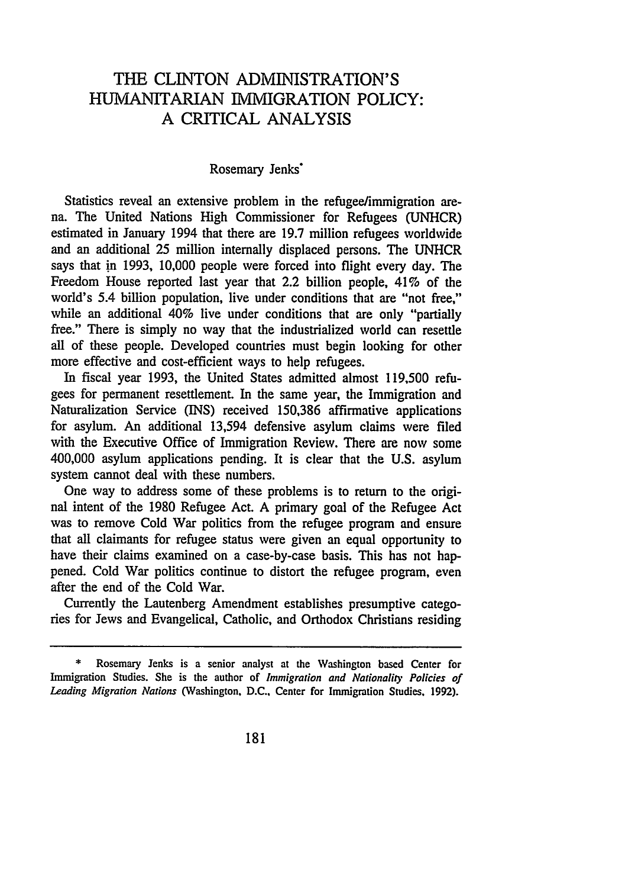# THE CLINTON ADMINISTRATION'S HUMANITARIAN IMMIGRATION POLICY: A CRITICAL ANALYSIS

Rosemary Jenks*

Statistics reveal an extensive problem in the refugee/immigration arena. The United Nations High Commissioner for Refugees (UNHCR) estimated in January 1994 that there are 19.7 million refugees worldwide and an additional 25 million internally displaced persons. The UNHCR says that in 1993, 10,000 people were forced into flight every day. The Freedom House reported last year that 2.2 billion people, 41% of the world's 5.4 billion population, live under conditions that are "not free," while an additional 40% live under conditions that are only "partially free." There is simply no way that the industrialized world can resettle all of these people. Developed countries must begin looking for other more effective and cost-efficient ways to help refugees.

In fiscal year 1993, the United States admitted almost 119,500 refugees for permanent resettlement. In the same year, the Immigration and Naturalization Service (INS) received 150,386 affirmative applications for asylum. An additional 13,594 defensive asylum claims were filed with the Executive Office of Immigration Review. There are now some 400,000 asylum applications pending. It is clear that the U.S. asylum system cannot deal with these numbers.

One way to address some of these problems is to return to the original intent of the 1980 Refugee Act. A primary goal of the Refugee Act was to remove Cold War politics from the refugee program and ensure that all claimants for refugee status were given an equal opportunity to have their claims examined on a case-by-case basis. This has not happened. Cold War politics continue to distort the refugee program, even after the end of the Cold War.

Currently the Lautenberg Amendment establishes presumptive categories for Jews and Evangelical, Catholic, and Orthodox Christians residing

---

\* Rosemary Jenks is a senior analyst at the Washington based Center for Immigration Studies. She is the author of *Immigration and Nationality Policies of Leading Migration Nations* (Washington, D.C., Center for Immigration Studies, 1992).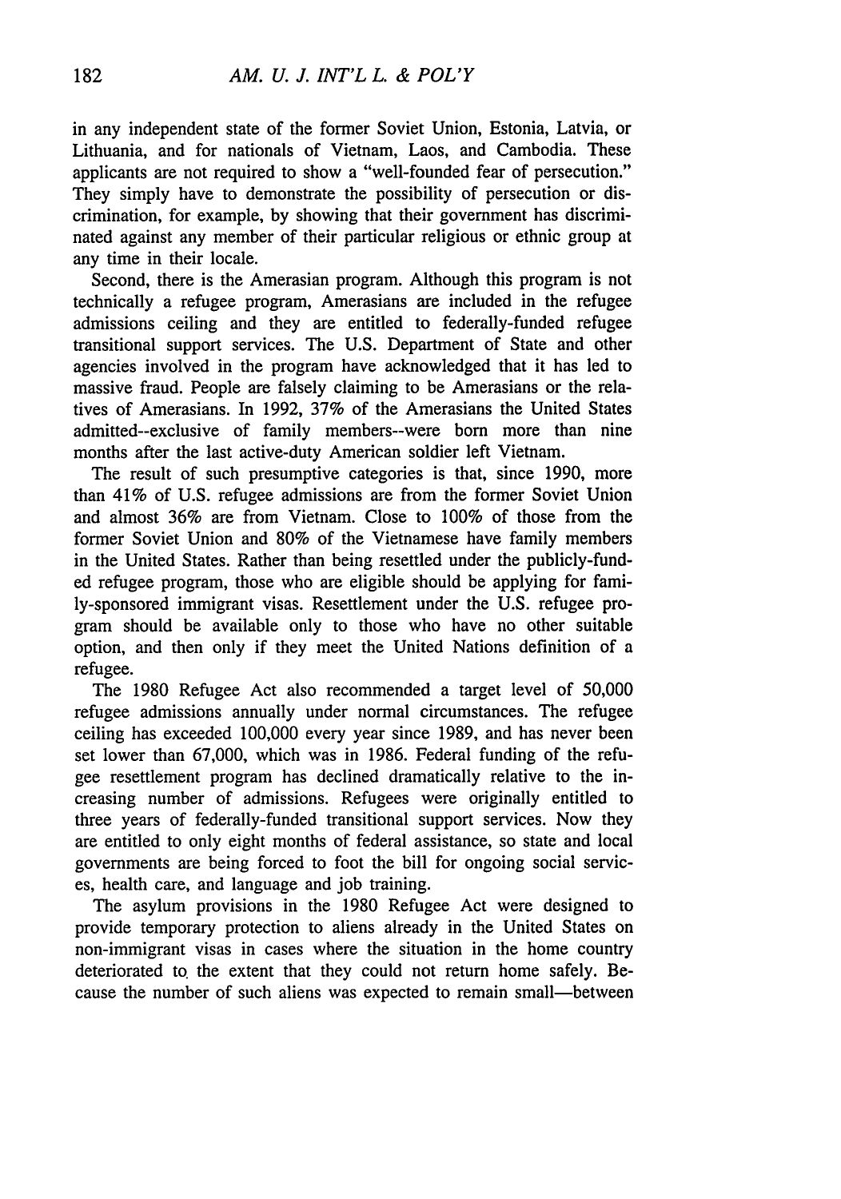in any independent state of the former Soviet Union, Estonia, Latvia, or Lithuania, and for nationals of Vietnam, Laos, and Cambodia. These applicants are not required to show a "well-founded fear of persecution." They simply have to demonstrate the possibility of persecution or discrimination, for example, by showing that their government has discriminated against any member of their particular religious or ethnic group at any time in their locale.

Second, there is the Amerasian program. Although this program is not technically a refugee program, Amerasians are included in the refugee admissions ceiling and they are entitled to federally-funded refugee transitional support services. The U.S. Department of State and other agencies involved in the program have acknowledged that it has led to massive fraud. People are falsely claiming to be Amerasians or the relatives of Amerasians. In 1992, 37% of the Amerasians the United States admitted--exclusive of family members--were born more than nine months after the last active-duty American soldier left Vietnam.

The result of such presumptive categories is that, since 1990, more than 41% of U.S. refugee admissions are from the former Soviet Union and almost 36% are from Vietnam. Close to 100% of those from the former Soviet Union and 80% of the Vietnamese have family members in the United States. Rather than being resettled under the publicly-funded refugee program, those who are eligible should be applying for family-sponsored immigrant visas. Resettlement under the U.S. refugee program should be available only to those who have no other suitable option, and then only if they meet the United Nations definition of a refugee.

The 1980 Refugee Act also recommended a target level of 50,000 refugee admissions annually under normal circumstances. The refugee ceiling has exceeded 100,000 every year since 1989, and has never been set lower than 67,000, which was in 1986. Federal funding of the refugee resettlement program has declined dramatically relative to the increasing number of admissions. Refugees were originally entitled to three years of federally-funded transitional support services. Now they are entitled to only eight months of federal assistance, so state and local governments are being forced to foot the bill for ongoing social services, health care, and language and job training.

The asylum provisions in the 1980 Refugee Act were designed to provide temporary protection to aliens already in the United States on non-immigrant visas in cases where the situation in the home country deteriorated to the extent that they could not return home safely. Because the number of such aliens was expected to remain small—between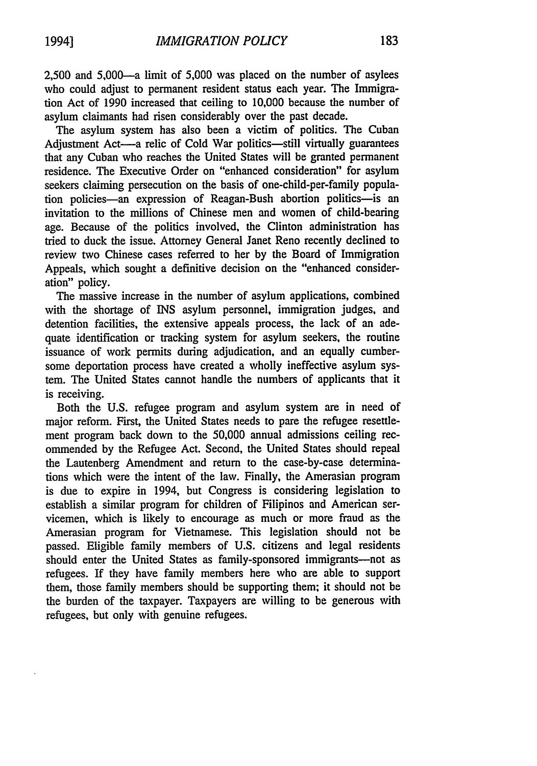2,500 and 5,000—a limit of 5,000 was placed on the number of asylees who could adjust to permanent resident status each year. The Immigration Act of 1990 increased that ceiling to 10,000 because the number of asylum claimants had risen considerably over the past decade.

The asylum system has also been a victim of politics. The Cuban Adjustment Act—a relic of Cold War politics—still virtually guarantees that any Cuban who reaches the United States will be granted permanent residence. The Executive Order on "enhanced consideration" for asylum seekers claiming persecution on the basis of one-child-per-family population policies—an expression of Reagan-Bush abortion politics—is an invitation to the millions of Chinese men and women of child-bearing age. Because of the politics involved, the Clinton administration has tried to duck the issue. Attorney General Janet Reno recently declined to review two Chinese cases referred to her by the Board of Immigration Appeals, which sought a definitive decision on the "enhanced consideration" policy.

The massive increase in the number of asylum applications, combined with the shortage of INS asylum personnel, immigration judges, and detention facilities, the extensive appeals process, the lack of an adequate identification or tracking system for asylum seekers, the routine issuance of work permits during adjudication, and an equally cumbersome deportation process have created a wholly ineffective asylum system. The United States cannot handle the numbers of applicants that it is receiving.

Both the U.S. refugee program and asylum system are in need of major reform. First, the United States needs to pare the refugee resettlement program back down to the 50,000 annual admissions ceiling recommended by the Refugee Act. Second, the United States should repeal the Lautenberg Amendment and return to the case-by-case determinations which were the intent of the law. Finally, the Amerasian program is due to expire in 1994, but Congress is considering legislation to establish a similar program for children of Filipinos and American servicemen, which is likely to encourage as much or more fraud as the Amerasian program for Vietnamese. This legislation should not be passed. Eligible family members of U.S. citizens and legal residents should enter the United States as family-sponsored immigrants—not as refugees. If they have family members here who are able to support them, those family members should be supporting them; it should not be the burden of the taxpayer. Taxpayers are willing to be generous with refugees, but only with genuine refugees.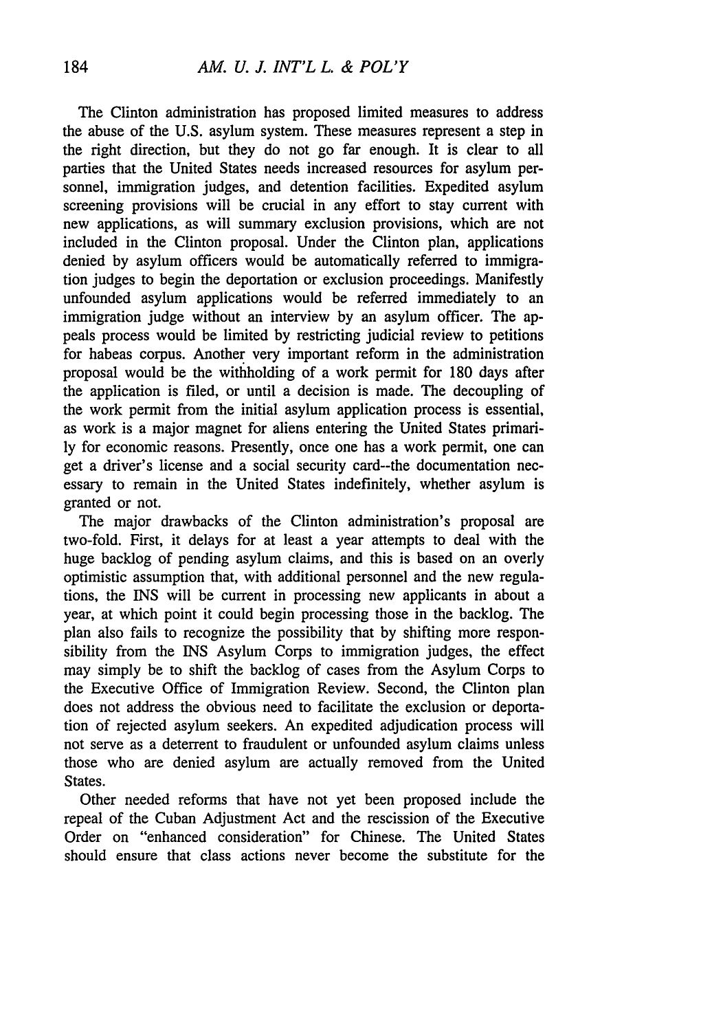The Clinton administration has proposed limited measures to address the abuse of the U.S. asylum system. These measures represent a step in the right direction, but they do not go far enough. It is clear to all parties that the United States needs increased resources for asylum personnel, immigration judges, and detention facilities. Expedited asylum screening provisions will be crucial in any effort to stay current with new applications, as will summary exclusion provisions, which are not included in the Clinton proposal. Under the Clinton plan, applications denied by asylum officers would be automatically referred to immigration judges to begin the deportation or exclusion proceedings. Manifestly unfounded asylum applications would be referred immediately to an immigration judge without an interview by an asylum officer. The appeals process would be limited by restricting judicial review to petitions for habeas corpus. Another very important reform in the administration proposal would be the withholding of a work permit for 180 days after the application is filed, or until a decision is made. The decoupling of the work permit from the initial asylum application process is essential, as work is a major magnet for aliens entering the United States primarily for economic reasons. Presently, once one has a work permit, one can get a driver's license and a social security card--the documentation necessary to remain in the United States indefinitely, whether asylum is granted or not.

The major drawbacks of the Clinton administration's proposal are two-fold. First, it delays for at least a year attempts to deal with the huge backlog of pending asylum claims, and this is based on an overly optimistic assumption that, with additional personnel and the new regulations, the INS will be current in processing new applicants in about a year, at which point it could begin processing those in the backlog. The plan also fails to recognize the possibility that by shifting more responsibility from the INS Asylum Corps to immigration judges, the effect may simply be to shift the backlog of cases from the Asylum Corps to the Executive Office of Immigration Review. Second, the Clinton plan does not address the obvious need to facilitate the exclusion or deportation of rejected asylum seekers. An expedited adjudication process will not serve as a deterrent to fraudulent or unfounded asylum claims unless those who are denied asylum are actually removed from the United States.

Other needed reforms that have not yet been proposed include the repeal of the Cuban Adjustment Act and the rescission of the Executive Order on "enhanced consideration" for Chinese. The United States should ensure that class actions never become the substitute for the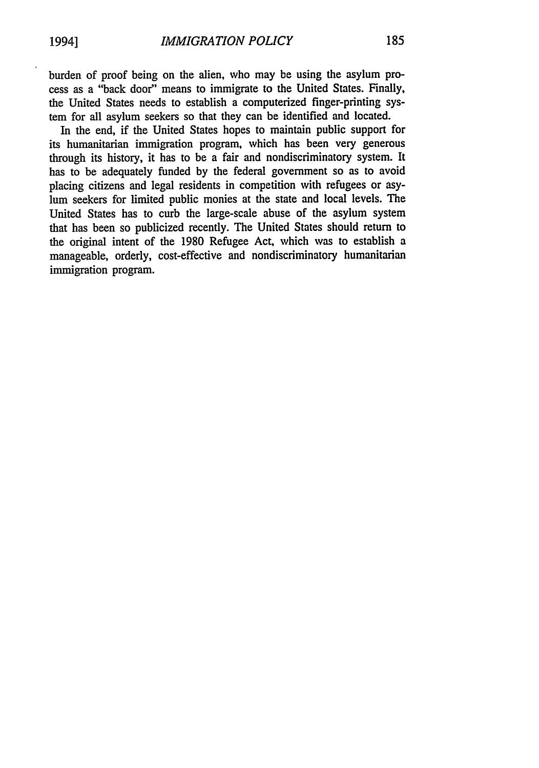burden of proof being on the alien, who may be using the asylum process as a "back door" means to immigrate to the United States. Finally, the United States needs to establish a computerized finger-printing system for all asylum seekers so that they can be identified and located.

In the end, if the United States hopes to maintain public support for its humanitarian immigration program, which has been very generous through its history, it has to be a fair and nondiscriminatory system. It has to be adequately funded by the federal government so as to avoid placing citizens and legal residents in competition with refugees or asylum seekers for limited public monies at the state and local levels. The United States has to curb the large-scale abuse of the asylum system that has been so publicized recently. The United States should return to the original intent of the 1980 Refugee Act, which was to establish a manageable, orderly, cost-effective and nondiscriminatory humanitarian immigration program.